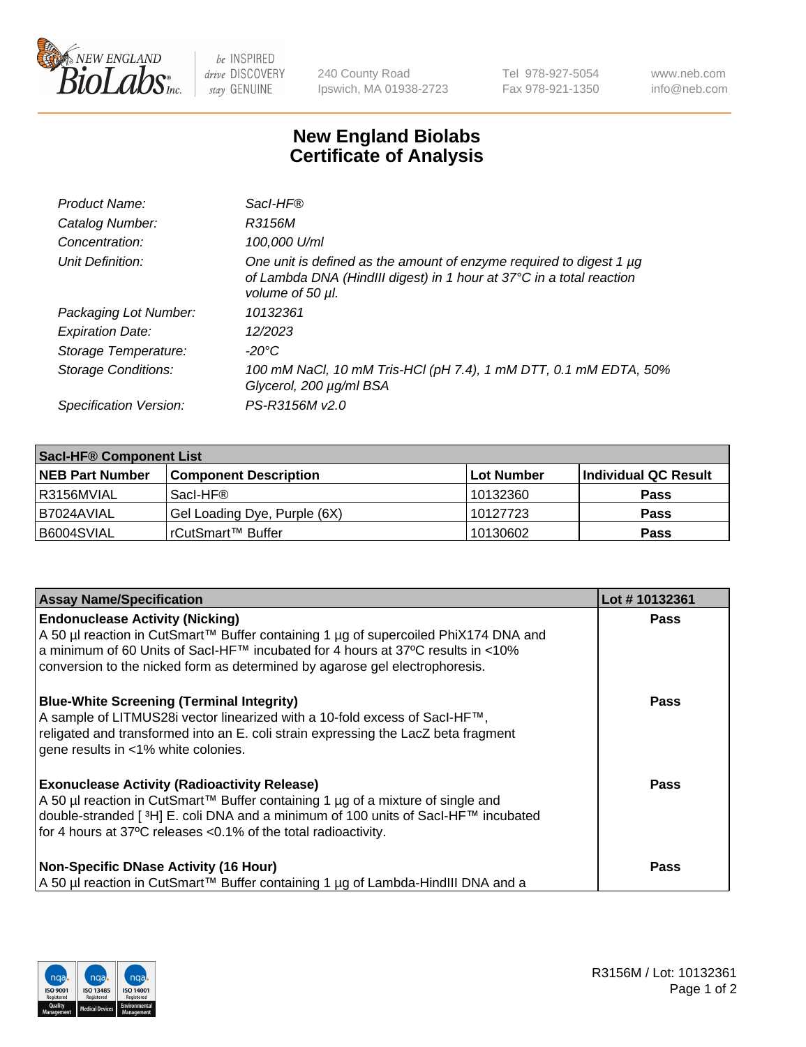New England BioLabs Inc. — be INSPIRED drive DISCOVERY stay GENUINE

240 County Road
Ipswich, MA 01938-2723

Tel 978-927-5054
Fax 978-921-1350

www.neb.com
info@neb.com

# New England Biolabs Certificate of Analysis

| | |
|---|---|
| *Product Name:* | *SacI-HF®* |
| *Catalog Number:* | *R3156M* |
| *Concentration:* | *100,000 U/ml* |
| *Unit Definition:* | *One unit is defined as the amount of enzyme required to digest 1 µg of Lambda DNA (HindIII digest) in 1 hour at 37°C in a total reaction volume of 50 µl.* |
| *Packaging Lot Number:* | *10132361* |
| *Expiration Date:* | *12/2023* |
| *Storage Temperature:* | *-20°C* |
| *Storage Conditions:* | *100 mM NaCl, 10 mM Tris-HCl (pH 7.4), 1 mM DTT, 0.1 mM EDTA, 50% Glycerol, 200 µg/ml BSA* |
| *Specification Version:* | *PS-R3156M v2.0* |

| SacI-HF® Component List | | | |
|---|---|---|---|
| **NEB Part Number** | **Component Description** | **Lot Number** | **Individual QC Result** |
| R3156MVIAL | SacI-HF® | 10132360 | **Pass** |
| B7024AVIAL | Gel Loading Dye, Purple (6X) | 10127723 | **Pass** |
| B6004SVIAL | rCutSmart™ Buffer | 10130602 | **Pass** |

| Assay Name/Specification | Lot # 10132361 |
|---|---|
| **Endonuclease Activity (Nicking)**<br>A 50 µl reaction in CutSmart™ Buffer containing 1 µg of supercoiled PhiX174 DNA and a minimum of 60 Units of SacI-HF™ incubated for 4 hours at 37ºC results in <10% conversion to the nicked form as determined by agarose gel electrophoresis. | **Pass** |
| **Blue-White Screening (Terminal Integrity)**<br>A sample of LITMUS28i vector linearized with a 10-fold excess of SacI-HF™, religated and transformed into an E. coli strain expressing the LacZ beta fragment gene results in <1% white colonies. | **Pass** |
| **Exonuclease Activity (Radioactivity Release)**<br>A 50 µl reaction in CutSmart™ Buffer containing 1 µg of a mixture of single and double-stranded [ $^3$H] E. coli DNA and a minimum of 100 units of SacI-HF™ incubated for 4 hours at 37ºC releases <0.1% of the total radioactivity. | **Pass** |
| **Non-Specific DNase Activity (16 Hour)**<br>A 50 µl reaction in CutSmart™ Buffer containing 1 µg of Lambda-HindIII DNA and a | **Pass** |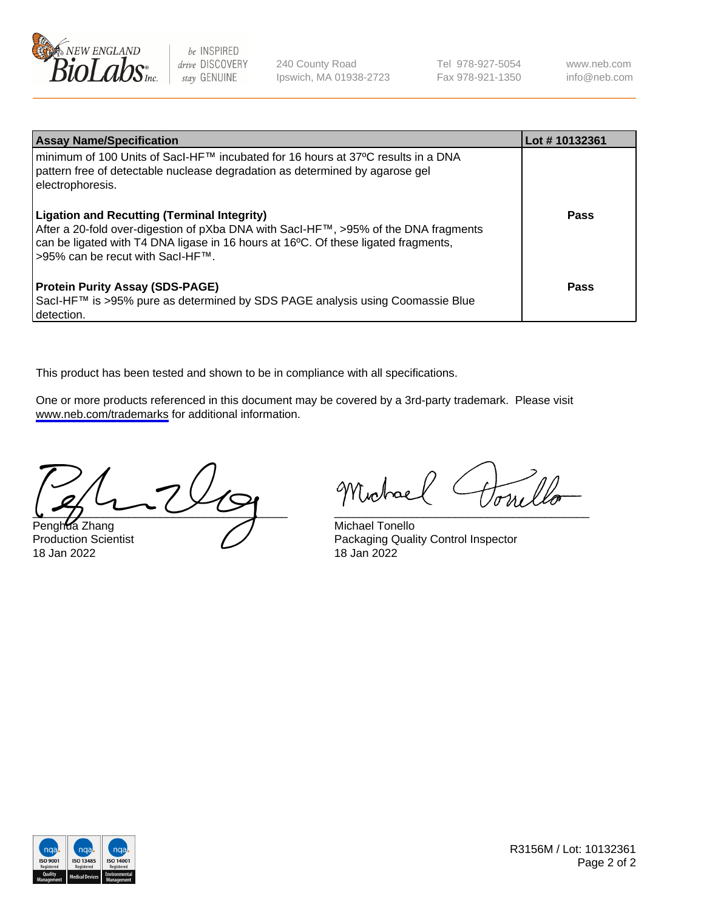| Assay Name/Specification | Lot # 10132361 |
| --- | --- |
| minimum of 100 Units of SacI-HF™ incubated for 16 hours at 37ºC results in a DNA pattern free of detectable nuclease degradation as determined by agarose gel electrophoresis. | |
| **Ligation and Recutting (Terminal Integrity)**<br>After a 20-fold over-digestion of pXba DNA with SacI-HF™, >95% of the DNA fragments can be ligated with T4 DNA ligase in 16 hours at 16ºC. Of these ligated fragments, >95% can be recut with SacI-HF™. | **Pass** |
| **Protein Purity Assay (SDS-PAGE)**<br>SacI-HF™ is >95% pure as determined by SDS PAGE analysis using Coomassie Blue detection. | **Pass** |

This product has been tested and shown to be in compliance with all specifications.

One or more products referenced in this document may be covered by a 3rd-party trademark. Please visit www.neb.com/trademarks for additional information.

Penghua Zhang
Production Scientist
18 Jan 2022

Michael Tonello
Packaging Quality Control Inspector
18 Jan 2022

R3156M / Lot: 10132361